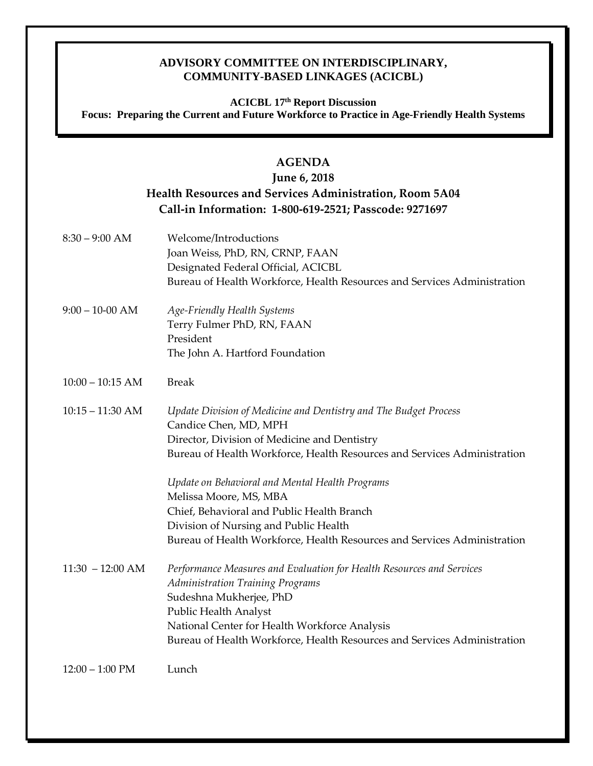**ADVISORY COMMITTEE ON INTERDISCIPLINARY, COMMUNITY-BASED LINKAGES (ACICBL)**

**ACICBL 17th Report Discussion**
**Focus: Preparing the Current and Future Workforce to Practice in Age-Friendly Health Systems**

# AGENDA

## June 6, 2018

## Health Resources and Services Administration, Room 5A04

## Call-in Information: 1-800-619-2521; Passcode: 9271697

| | |
|---|---|
| 8:30 – 9:00 AM | Welcome/Introductions<br>Joan Weiss, PhD, RN, CRNP, FAAN<br>Designated Federal Official, ACICBL<br>Bureau of Health Workforce, Health Resources and Services Administration |
| 9:00 – 10-00 AM | *Age-Friendly Health Systems*<br>Terry Fulmer PhD, RN, FAAN<br>President<br>The John A. Hartford Foundation |
| 10:00 – 10:15 AM | Break |
| 10:15 – 11:30 AM | *Update Division of Medicine and Dentistry and The Budget Process*<br>Candice Chen, MD, MPH<br>Director, Division of Medicine and Dentistry<br>Bureau of Health Workforce, Health Resources and Services Administration<br><br>*Update on Behavioral and Mental Health Programs*<br>Melissa Moore, MS, MBA<br>Chief, Behavioral and Public Health Branch<br>Division of Nursing and Public Health<br>Bureau of Health Workforce, Health Resources and Services Administration |
| 11:30 – 12:00 AM | *Performance Measures and Evaluation for Health Resources and Services Administration Training Programs*<br>Sudeshna Mukherjee, PhD<br>Public Health Analyst<br>National Center for Health Workforce Analysis<br>Bureau of Health Workforce, Health Resources and Services Administration |
| 12:00 – 1:00 PM | Lunch |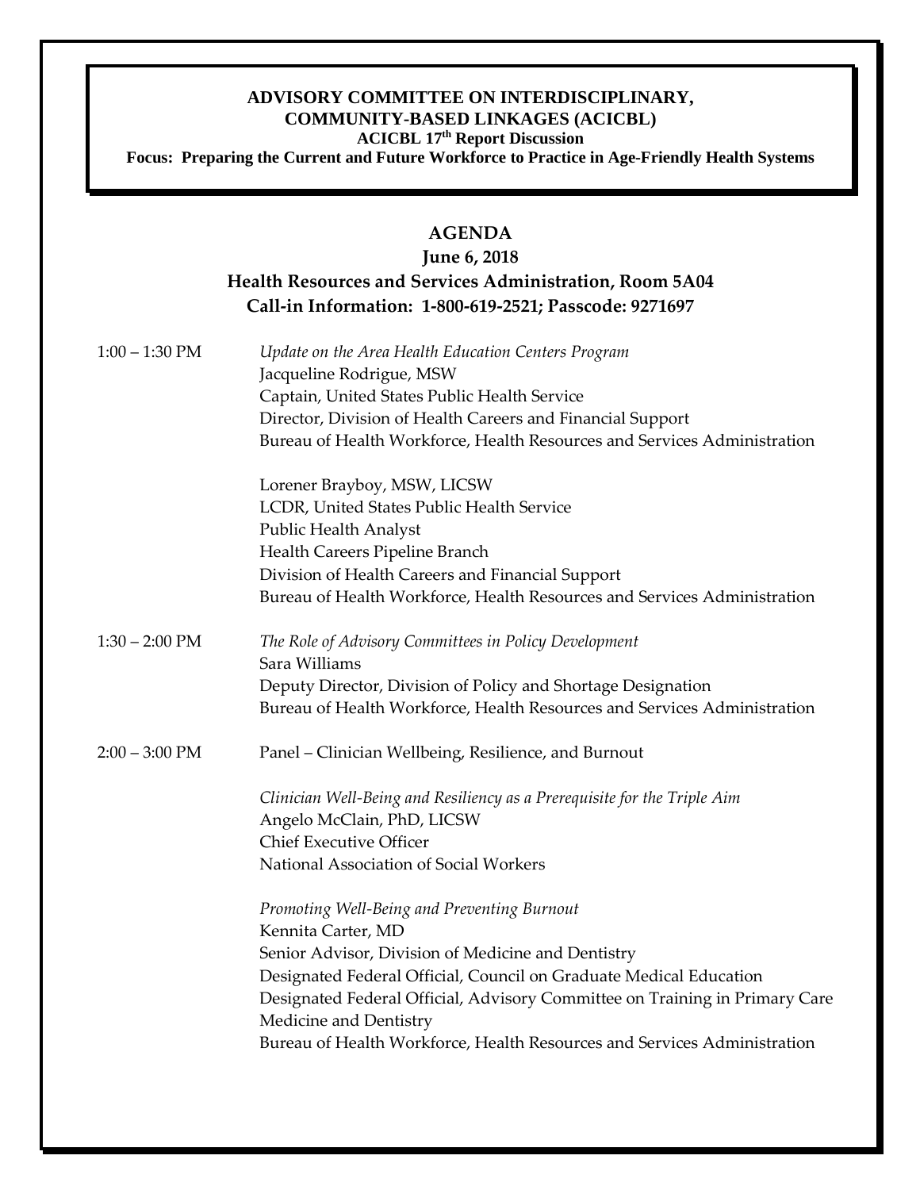**ADVISORY COMMITTEE ON INTERDISCIPLINARY, COMMUNITY-BASED LINKAGES (ACICBL)**

**ACICBL 17th Report Discussion**

**Focus: Preparing the Current and Future Workforce to Practice in Age-Friendly Health Systems**

## AGENDA

**June 6, 2018**

**Health Resources and Services Administration, Room 5A04**

**Call-in Information: 1-800-619-2521; Passcode: 9271697**

**1:00 – 1:30 PM**

*Update on the Area Health Education Centers Program*

Jacqueline Rodrigue, MSW
Captain, United States Public Health Service
Director, Division of Health Careers and Financial Support
Bureau of Health Workforce, Health Resources and Services Administration

Lorener Brayboy, MSW, LICSW
LCDR, United States Public Health Service
Public Health Analyst
Health Careers Pipeline Branch
Division of Health Careers and Financial Support
Bureau of Health Workforce, Health Resources and Services Administration

**1:30 – 2:00 PM**

*The Role of Advisory Committees in Policy Development*

Sara Williams
Deputy Director, Division of Policy and Shortage Designation
Bureau of Health Workforce, Health Resources and Services Administration

**2:00 – 3:00 PM**

Panel – Clinician Wellbeing, Resilience, and Burnout

*Clinician Well-Being and Resiliency as a Prerequisite for the Triple Aim*

Angelo McClain, PhD, LICSW
Chief Executive Officer
National Association of Social Workers

*Promoting Well-Being and Preventing Burnout*

Kennita Carter, MD
Senior Advisor, Division of Medicine and Dentistry
Designated Federal Official, Council on Graduate Medical Education
Designated Federal Official, Advisory Committee on Training in Primary Care Medicine and Dentistry
Bureau of Health Workforce, Health Resources and Services Administration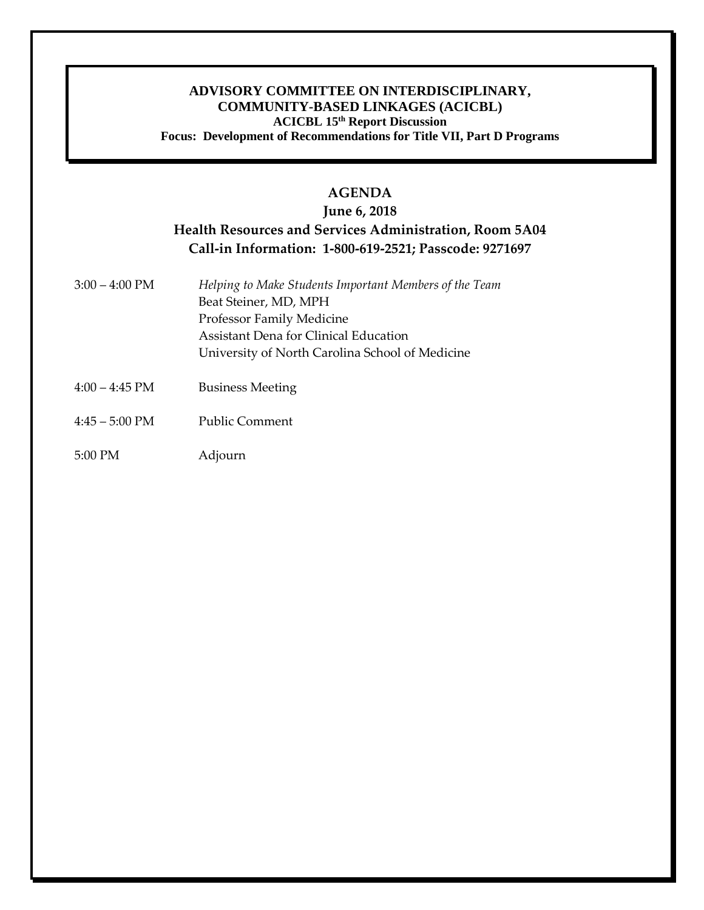**ADVISORY COMMITTEE ON INTERDISCIPLINARY, COMMUNITY-BASED LINKAGES (ACICBL)**
**ACICBL 15th Report Discussion**
**Focus: Development of Recommendations for Title VII, Part D Programs**

# AGENDA

**June 6, 2018**
**Health Resources and Services Administration, Room 5A04**
**Call-in Information: 1-800-619-2521; Passcode: 9271697**

| | |
|---|---|
| 3:00 – 4:00 PM | *Helping to Make Students Important Members of the Team*<br>Beat Steiner, MD, MPH<br>Professor Family Medicine<br>Assistant Dena for Clinical Education<br>University of North Carolina School of Medicine |
| 4:00 – 4:45 PM | Business Meeting |
| 4:45 – 5:00 PM | Public Comment |
| 5:00 PM | Adjourn |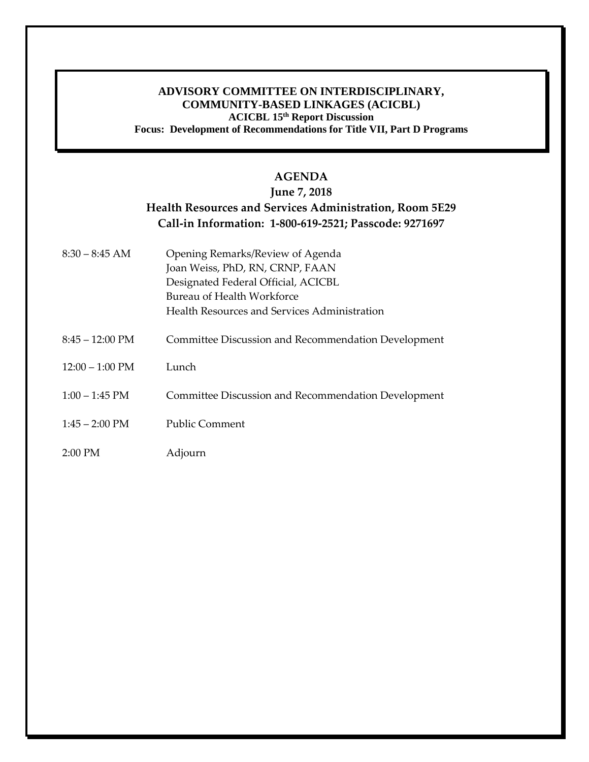**ADVISORY COMMITTEE ON INTERDISCIPLINARY, COMMUNITY-BASED LINKAGES (ACICBL)**

**ACICBL 15th Report Discussion**

**Focus: Development of Recommendations for Title VII, Part D Programs**

# AGENDA

**June 7, 2018**

**Health Resources and Services Administration, Room 5E29**

**Call-in Information: 1-800-619-2521; Passcode: 9271697**

| | |
|---|---|
| 8:30 – 8:45 AM | Opening Remarks/Review of Agenda<br>Joan Weiss, PhD, RN, CRNP, FAAN<br>Designated Federal Official, ACICBL<br>Bureau of Health Workforce<br>Health Resources and Services Administration |
| 8:45 – 12:00 PM | Committee Discussion and Recommendation Development |
| 12:00 – 1:00 PM | Lunch |
| 1:00 – 1:45 PM | Committee Discussion and Recommendation Development |
| 1:45 – 2:00 PM | Public Comment |
| 2:00 PM | Adjourn |